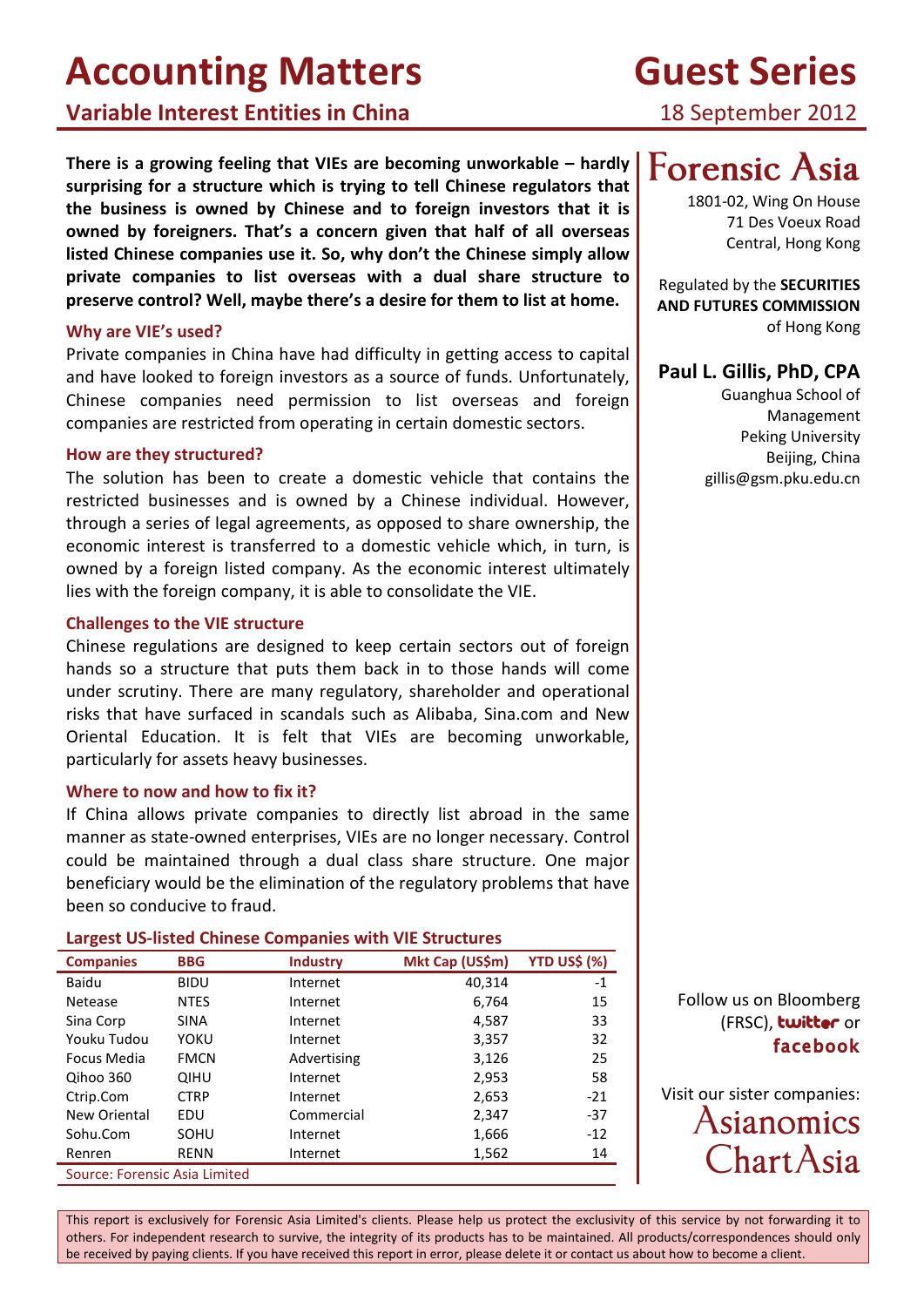# Accounting Matters

## Variable Interest Entities in China

Guest Series

18 September 2012

**There is a growing feeling that VIEs are becoming unworkable – hardly surprising for a structure which is trying to tell Chinese regulators that the business is owned by Chinese and to foreign investors that it is owned by foreigners. That's a concern given that half of all overseas listed Chinese companies use it. So, why don't the Chinese simply allow private companies to list overseas with a dual share structure to preserve control? Well, maybe there's a desire for them to list at home.**

### Why are VIE's used?

Private companies in China have had difficulty in getting access to capital and have looked to foreign investors as a source of funds. Unfortunately, Chinese companies need permission to list overseas and foreign companies are restricted from operating in certain domestic sectors.

### How are they structured?

The solution has been to create a domestic vehicle that contains the restricted businesses and is owned by a Chinese individual. However, through a series of legal agreements, as opposed to share ownership, the economic interest is transferred to a domestic vehicle which, in turn, is owned by a foreign listed company. As the economic interest ultimately lies with the foreign company, it is able to consolidate the VIE.

### Challenges to the VIE structure

Chinese regulations are designed to keep certain sectors out of foreign hands so a structure that puts them back in to those hands will come under scrutiny. There are many regulatory, shareholder and operational risks that have surfaced in scandals such as Alibaba, Sina.com and New Oriental Education. It is felt that VIEs are becoming unworkable, particularly for assets heavy businesses.

### Where to now and how to fix it?

If China allows private companies to directly list abroad in the same manner as state-owned enterprises, VIEs are no longer necessary. Control could be maintained through a dual class share structure. One major beneficiary would be the elimination of the regulatory problems that have been so conducive to fraud.

### Largest US-listed Chinese Companies with VIE Structures

| Companies | BBG | Industry | Mkt Cap (US$m) | YTD US$ (%) |
|---|---|---|---|---|
| Baidu | BIDU | Internet | 40,314 | -1 |
| Netease | NTES | Internet | 6,764 | 15 |
| Sina Corp | SINA | Internet | 4,587 | 33 |
| Youku Tudou | YOKU | Internet | 3,357 | 32 |
| Focus Media | FMCN | Advertising | 3,126 | 25 |
| Qihoo 360 | QIHU | Internet | 2,953 | 58 |
| Ctrip.Com | CTRP | Internet | 2,653 | -21 |
| New Oriental | EDU | Commercial | 2,347 | -37 |
| Sohu.Com | SOHU | Internet | 1,666 | -12 |
| Renren | RENN | Internet | 1,562 | 14 |

Source: Forensic Asia Limited

**Forensic Asia**

1801-02, Wing On House
71 Des Voeux Road
Central, Hong Kong

Regulated by the **SECURITIES AND FUTURES COMMISSION** of Hong Kong

**Paul L. Gillis, PhD, CPA**

Guanghua School of Management
Peking University
Beijing, China
gillis@gsm.pku.edu.cn

Follow us on Bloomberg (FRSC), **twitter** or **facebook**

Visit our sister companies: Asianomics, ChartAsia

This report is exclusively for Forensic Asia Limited's clients. Please help us protect the exclusivity of this service by not forwarding it to others. For independent research to survive, the integrity of its products has to be maintained. All products/correspondences should only be received by paying clients. If you have received this report in error, please delete it or contact us about how to become a client.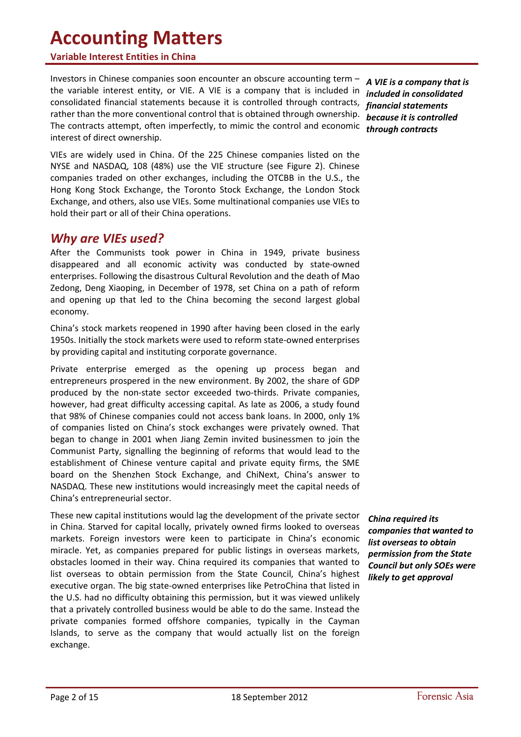# Accounting Matters

**Variable Interest Entities in China**

Investors in Chinese companies soon encounter an obscure accounting term – the variable interest entity, or VIE. A VIE is a company that is included in consolidated financial statements because it is controlled through contracts, rather than the more conventional control that is obtained through ownership. The contracts attempt, often imperfectly, to mimic the control and economic interest of direct ownership.

***A VIE is a company that is included in consolidated financial statements because it is controlled through contracts***

VIEs are widely used in China. Of the 225 Chinese companies listed on the NYSE and NASDAQ, 108 (48%) use the VIE structure (see Figure 2). Chinese companies traded on other exchanges, including the OTCBB in the U.S., the Hong Kong Stock Exchange, the Toronto Stock Exchange, the London Stock Exchange, and others, also use VIEs. Some multinational companies use VIEs to hold their part or all of their China operations.

## *Why are VIEs used?*

After the Communists took power in China in 1949, private business disappeared and all economic activity was conducted by state-owned enterprises. Following the disastrous Cultural Revolution and the death of Mao Zedong, Deng Xiaoping, in December of 1978, set China on a path of reform and opening up that led to the China becoming the second largest global economy.

China's stock markets reopened in 1990 after having been closed in the early 1950s. Initially the stock markets were used to reform state-owned enterprises by providing capital and instituting corporate governance.

Private enterprise emerged as the opening up process began and entrepreneurs prospered in the new environment. By 2002, the share of GDP produced by the non-state sector exceeded two-thirds. Private companies, however, had great difficulty accessing capital. As late as 2006, a study found that 98% of Chinese companies could not access bank loans. In 2000, only 1% of companies listed on China's stock exchanges were privately owned. That began to change in 2001 when Jiang Zemin invited businessmen to join the Communist Party, signalling the beginning of reforms that would lead to the establishment of Chinese venture capital and private equity firms, the SME board on the Shenzhen Stock Exchange, and ChiNext, China's answer to NASDAQ. These new institutions would increasingly meet the capital needs of China's entrepreneurial sector.

These new capital institutions would lag the development of the private sector in China. Starved for capital locally, privately owned firms looked to overseas markets. Foreign investors were keen to participate in China's economic miracle. Yet, as companies prepared for public listings in overseas markets, obstacles loomed in their way. China required its companies that wanted to list overseas to obtain permission from the State Council, China's highest executive organ. The big state-owned enterprises like PetroChina that listed in the U.S. had no difficulty obtaining this permission, but it was viewed unlikely that a privately controlled business would be able to do the same. Instead the private companies formed offshore companies, typically in the Cayman Islands, to serve as the company that would actually list on the foreign exchange.

***China required its companies that wanted to list overseas to obtain permission from the State Council but only SOEs were likely to get approval***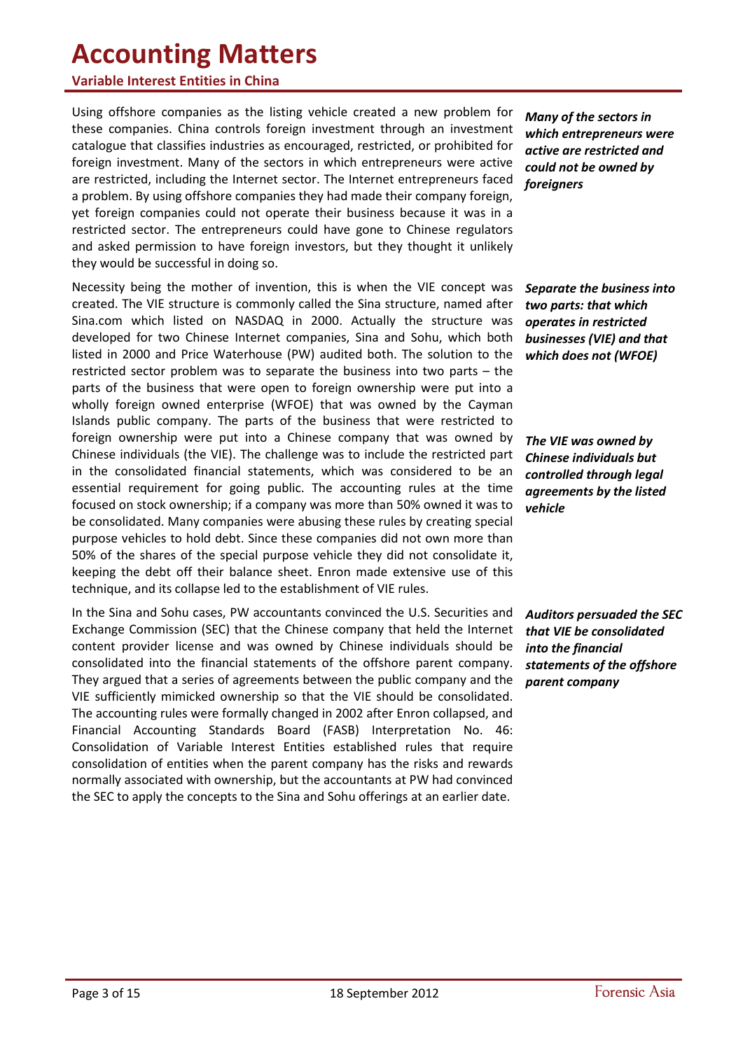Using offshore companies as the listing vehicle created a new problem for these companies. China controls foreign investment through an investment catalogue that classifies industries as encouraged, restricted, or prohibited for foreign investment. Many of the sectors in which entrepreneurs were active are restricted, including the Internet sector. The Internet entrepreneurs faced a problem. By using offshore companies they had made their company foreign, yet foreign companies could not operate their business because it was in a restricted sector. The entrepreneurs could have gone to Chinese regulators and asked permission to have foreign investors, but they thought it unlikely they would be successful in doing so.

***Many of the sectors in which entrepreneurs were active are restricted and could not be owned by foreigners***

Necessity being the mother of invention, this is when the VIE concept was created. The VIE structure is commonly called the Sina structure, named after Sina.com which listed on NASDAQ in 2000. Actually the structure was developed for two Chinese Internet companies, Sina and Sohu, which both listed in 2000 and Price Waterhouse (PW) audited both. The solution to the restricted sector problem was to separate the business into two parts – the parts of the business that were open to foreign ownership were put into a wholly foreign owned enterprise (WFOE) that was owned by the Cayman Islands public company. The parts of the business that were restricted to foreign ownership were put into a Chinese company that was owned by Chinese individuals (the VIE). The challenge was to include the restricted part in the consolidated financial statements, which was considered to be an essential requirement for going public. The accounting rules at the time focused on stock ownership; if a company was more than 50% owned it was to be consolidated. Many companies were abusing these rules by creating special purpose vehicles to hold debt. Since these companies did not own more than 50% of the shares of the special purpose vehicle they did not consolidate it, keeping the debt off their balance sheet. Enron made extensive use of this technique, and its collapse led to the establishment of VIE rules.

***Separate the business into two parts: that which operates in restricted businesses (VIE) and that which does not (WFOE)***

***The VIE was owned by Chinese individuals but controlled through legal agreements by the listed vehicle***

In the Sina and Sohu cases, PW accountants convinced the U.S. Securities and Exchange Commission (SEC) that the Chinese company that held the Internet content provider license and was owned by Chinese individuals should be consolidated into the financial statements of the offshore parent company. They argued that a series of agreements between the public company and the VIE sufficiently mimicked ownership so that the VIE should be consolidated. The accounting rules were formally changed in 2002 after Enron collapsed, and Financial Accounting Standards Board (FASB) Interpretation No. 46: Consolidation of Variable Interest Entities established rules that require consolidation of entities when the parent company has the risks and rewards normally associated with ownership, but the accountants at PW had convinced the SEC to apply the concepts to the Sina and Sohu offerings at an earlier date.

***Auditors persuaded the SEC that VIE be consolidated into the financial statements of the offshore parent company***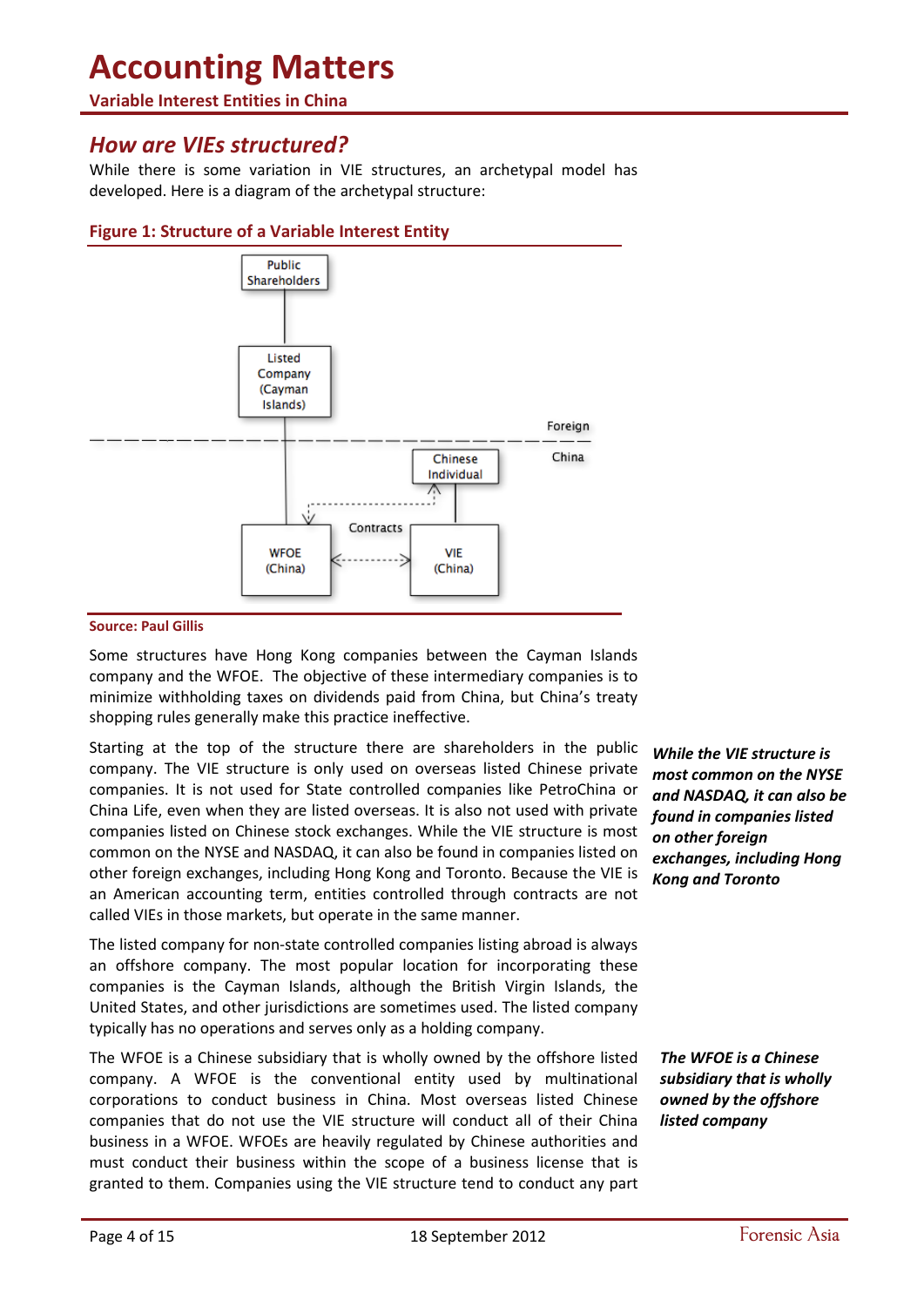## How are VIEs structured?

While there is some variation in VIE structures, an archetypal model has developed. Here is a diagram of the archetypal structure:

**Figure 1: Structure of a Variable Interest Entity**

Public Shareholders

Listed Company (Cayman Islands)

Foreign

China

Chinese Individual

Contracts

WFOE (China)

VIE (China)

**Source: Paul Gillis**

Some structures have Hong Kong companies between the Cayman Islands company and the WFOE. The objective of these intermediary companies is to minimize withholding taxes on dividends paid from China, but China's treaty shopping rules generally make this practice ineffective.

Starting at the top of the structure there are shareholders in the public company. The VIE structure is only used on overseas listed Chinese private companies. It is not used for State controlled companies like PetroChina or China Life, even when they are listed overseas. It is also not used with private companies listed on Chinese stock exchanges. While the VIE structure is most common on the NYSE and NASDAQ, it can also be found in companies listed on other foreign exchanges, including Hong Kong and Toronto. Because the VIE is an American accounting term, entities controlled through contracts are not called VIEs in those markets, but operate in the same manner.

*While the VIE structure is most common on the NYSE and NASDAQ, it can also be found in companies listed on other foreign exchanges, including Hong Kong and Toronto*

The listed company for non-state controlled companies listing abroad is always an offshore company. The most popular location for incorporating these companies is the Cayman Islands, although the British Virgin Islands, the United States, and other jurisdictions are sometimes used. The listed company typically has no operations and serves only as a holding company.

The WFOE is a Chinese subsidiary that is wholly owned by the offshore listed company. A WFOE is the conventional entity used by multinational corporations to conduct business in China. Most overseas listed Chinese companies that do not use the VIE structure will conduct all of their China business in a WFOE. WFOEs are heavily regulated by Chinese authorities and must conduct their business within the scope of a business license that is granted to them. Companies using the VIE structure tend to conduct any part

*The WFOE is a Chinese subsidiary that is wholly owned by the offshore listed company*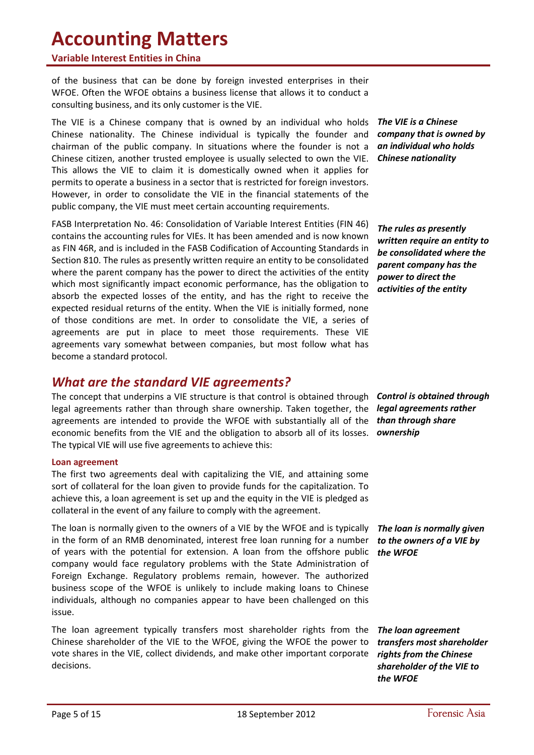of the business that can be done by foreign invested enterprises in their WFOE. Often the WFOE obtains a business license that allows it to conduct a consulting business, and its only customer is the VIE.

The VIE is a Chinese company that is owned by an individual who holds Chinese nationality. The Chinese individual is typically the founder and chairman of the public company. In situations where the founder is not a Chinese citizen, another trusted employee is usually selected to own the VIE. This allows the VIE to claim it is domestically owned when it applies for permits to operate a business in a sector that is restricted for foreign investors. However, in order to consolidate the VIE in the financial statements of the public company, the VIE must meet certain accounting requirements.

***The VIE is a Chinese company that is owned by an individual who holds Chinese nationality***

FASB Interpretation No. 46: Consolidation of Variable Interest Entities (FIN 46) contains the accounting rules for VIEs. It has been amended and is now known as FIN 46R, and is included in the FASB Codification of Accounting Standards in Section 810. The rules as presently written require an entity to be consolidated where the parent company has the power to direct the activities of the entity which most significantly impact economic performance, has the obligation to absorb the expected losses of the entity, and has the right to receive the expected residual returns of the entity. When the VIE is initially formed, none of those conditions are met. In order to consolidate the VIE, a series of agreements are put in place to meet those requirements. These VIE agreements vary somewhat between companies, but most follow what has become a standard protocol.

***The rules as presently written require an entity to be consolidated where the parent company has the power to direct the activities of the entity***

## *What are the standard VIE agreements?*

The concept that underpins a VIE structure is that control is obtained through legal agreements rather than through share ownership. Taken together, the agreements are intended to provide the WFOE with substantially all of the economic benefits from the VIE and the obligation to absorb all of its losses. The typical VIE will use five agreements to achieve this:

***Control is obtained through legal agreements rather than through share ownership***

### Loan agreement

The first two agreements deal with capitalizing the VIE, and attaining some sort of collateral for the loan given to provide funds for the capitalization. To achieve this, a loan agreement is set up and the equity in the VIE is pledged as collateral in the event of any failure to comply with the agreement.

The loan is normally given to the owners of a VIE by the WFOE and is typically in the form of an RMB denominated, interest free loan running for a number of years with the potential for extension. A loan from the offshore public company would face regulatory problems with the State Administration of Foreign Exchange. Regulatory problems remain, however. The authorized business scope of the WFOE is unlikely to include making loans to Chinese individuals, although no companies appear to have been challenged on this issue.

***The loan is normally given to the owners of a VIE by the WFOE***

The loan agreement typically transfers most shareholder rights from the Chinese shareholder of the VIE to the WFOE, giving the WFOE the power to vote shares in the VIE, collect dividends, and make other important corporate decisions.

***The loan agreement transfers most shareholder rights from the Chinese shareholder of the VIE to the WFOE***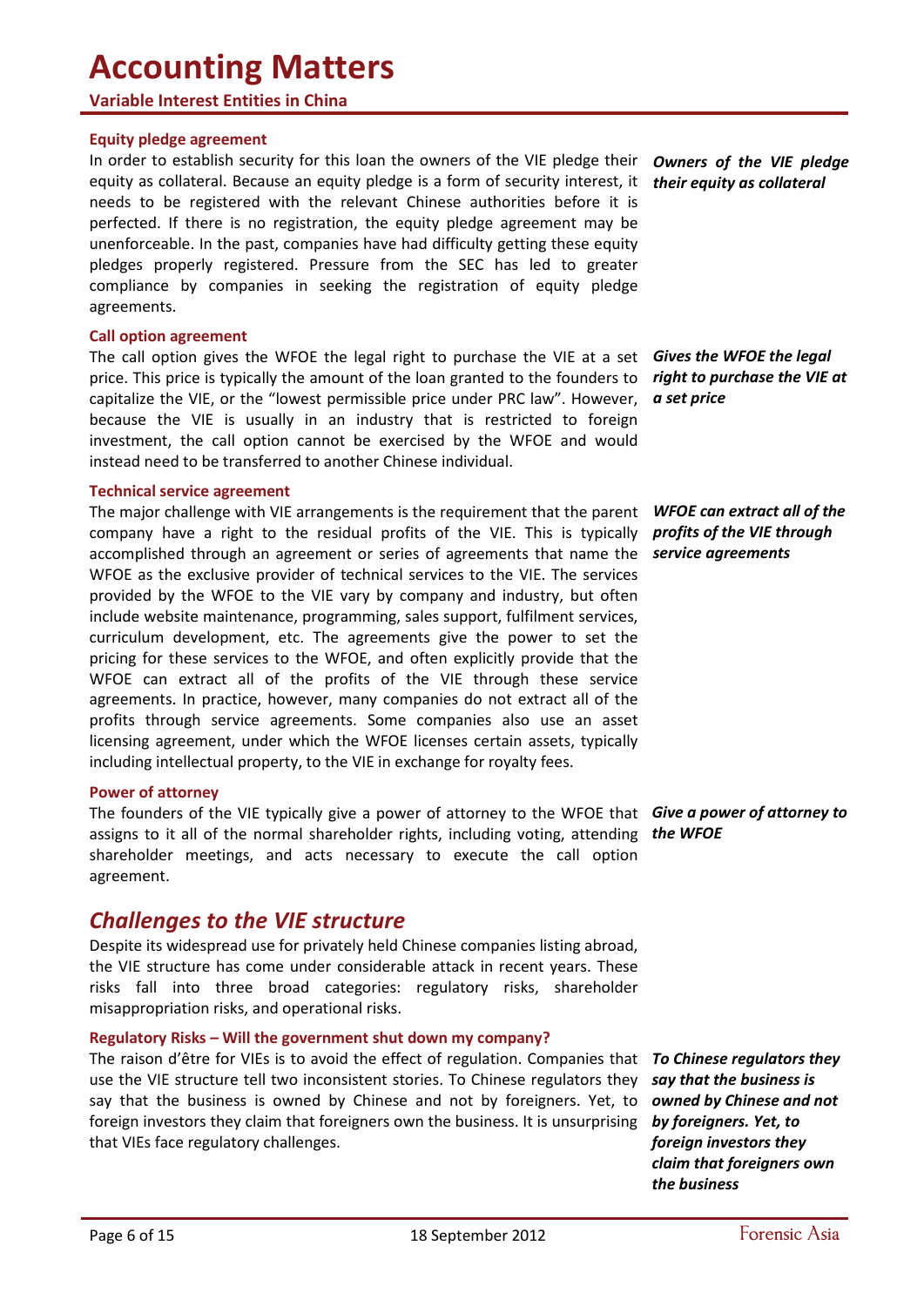#### Equity pledge agreement

In order to establish security for this loan the owners of the VIE pledge their equity as collateral. Because an equity pledge is a form of security interest, it needs to be registered with the relevant Chinese authorities before it is perfected. If there is no registration, the equity pledge agreement may be unenforceable. In the past, companies have had difficulty getting these equity pledges properly registered. Pressure from the SEC has led to greater compliance by companies in seeking the registration of equity pledge agreements.

***Owners of the VIE pledge their equity as collateral***

#### Call option agreement

The call option gives the WFOE the legal right to purchase the VIE at a set price. This price is typically the amount of the loan granted to the founders to capitalize the VIE, or the "lowest permissible price under PRC law". However, because the VIE is usually in an industry that is restricted to foreign investment, the call option cannot be exercised by the WFOE and would instead need to be transferred to another Chinese individual.

***Gives the WFOE the legal right to purchase the VIE at a set price***

#### Technical service agreement

The major challenge with VIE arrangements is the requirement that the parent company have a right to the residual profits of the VIE. This is typically accomplished through an agreement or series of agreements that name the WFOE as the exclusive provider of technical services to the VIE. The services provided by the WFOE to the VIE vary by company and industry, but often include website maintenance, programming, sales support, fulfilment services, curriculum development, etc. The agreements give the power to set the pricing for these services to the WFOE, and often explicitly provide that the WFOE can extract all of the profits of the VIE through these service agreements. In practice, however, many companies do not extract all of the profits through service agreements. Some companies also use an asset licensing agreement, under which the WFOE licenses certain assets, typically including intellectual property, to the VIE in exchange for royalty fees.

***WFOE can extract all of the profits of the VIE through service agreements***

#### Power of attorney

The founders of the VIE typically give a power of attorney to the WFOE that assigns to it all of the normal shareholder rights, including voting, attending shareholder meetings, and acts necessary to execute the call option agreement.

***Give a power of attorney to the WFOE***

## *Challenges to the VIE structure*

Despite its widespread use for privately held Chinese companies listing abroad, the VIE structure has come under considerable attack in recent years. These risks fall into three broad categories: regulatory risks, shareholder misappropriation risks, and operational risks.

#### Regulatory Risks – Will the government shut down my company?

The raison d'être for VIEs is to avoid the effect of regulation. Companies that use the VIE structure tell two inconsistent stories. To Chinese regulators they say that the business is owned by Chinese and not by foreigners. Yet, to foreign investors they claim that foreigners own the business. It is unsurprising that VIEs face regulatory challenges.

***To Chinese regulators they say that the business is owned by Chinese and not by foreigners. Yet, to foreign investors they claim that foreigners own the business***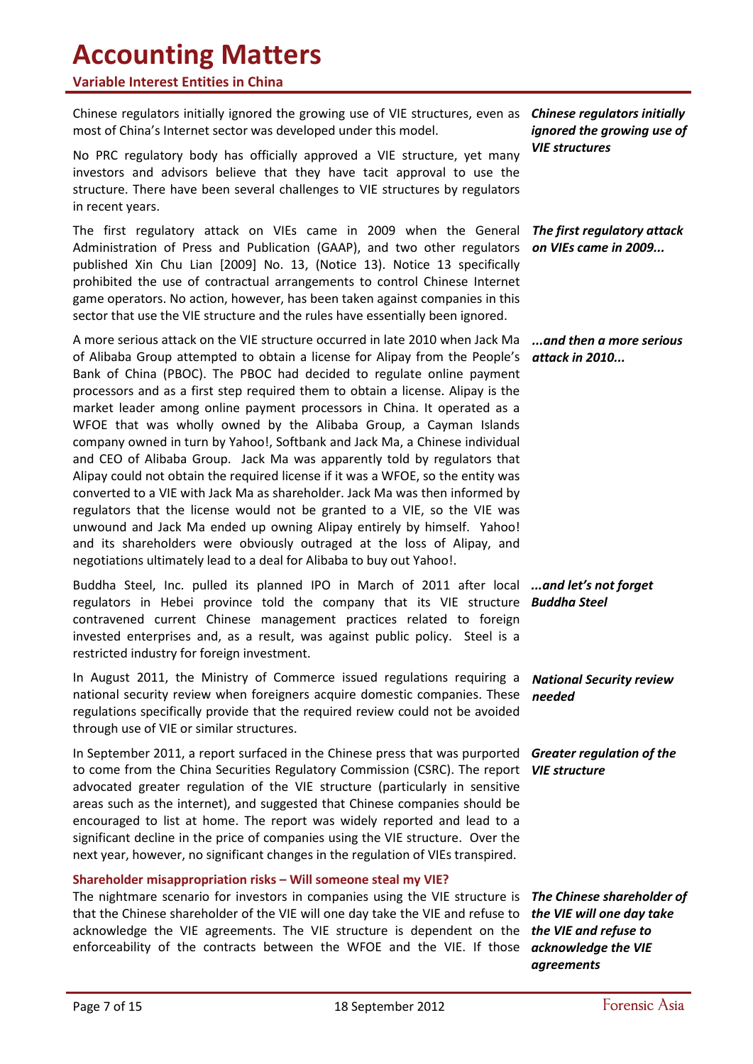Chinese regulators initially ignored the growing use of VIE structures, even as most of China's Internet sector was developed under this model.

***Chinese regulators initially ignored the growing use of VIE structures***

No PRC regulatory body has officially approved a VIE structure, yet many investors and advisors believe that they have tacit approval to use the structure. There have been several challenges to VIE structures by regulators in recent years.

***The first regulatory attack on VIEs came in 2009...***

The first regulatory attack on VIEs came in 2009 when the General Administration of Press and Publication (GAAP), and two other regulators published Xin Chu Lian [2009] No. 13, (Notice 13). Notice 13 specifically prohibited the use of contractual arrangements to control Chinese Internet game operators. No action, however, has been taken against companies in this sector that use the VIE structure and the rules have essentially been ignored.

***...and then a more serious attack in 2010...***

A more serious attack on the VIE structure occurred in late 2010 when Jack Ma of Alibaba Group attempted to obtain a license for Alipay from the People's Bank of China (PBOC). The PBOC had decided to regulate online payment processors and as a first step required them to obtain a license. Alipay is the market leader among online payment processors in China. It operated as a WFOE that was wholly owned by the Alibaba Group, a Cayman Islands company owned in turn by Yahoo!, Softbank and Jack Ma, a Chinese individual and CEO of Alibaba Group. Jack Ma was apparently told by regulators that Alipay could not obtain the required license if it was a WFOE, so the entity was converted to a VIE with Jack Ma as shareholder. Jack Ma was then informed by regulators that the license would not be granted to a VIE, so the VIE was unwound and Jack Ma ended up owning Alipay entirely by himself. Yahoo! and its shareholders were obviously outraged at the loss of Alipay, and negotiations ultimately lead to a deal for Alibaba to buy out Yahoo!.

***...and let's not forget Buddha Steel***

Buddha Steel, Inc. pulled its planned IPO in March of 2011 after local regulators in Hebei province told the company that its VIE structure contravened current Chinese management practices related to foreign invested enterprises and, as a result, was against public policy. Steel is a restricted industry for foreign investment.

***National Security review needed***

In August 2011, the Ministry of Commerce issued regulations requiring a national security review when foreigners acquire domestic companies. These regulations specifically provide that the required review could not be avoided through use of VIE or similar structures.

***Greater regulation of the VIE structure***

In September 2011, a report surfaced in the Chinese press that was purported to come from the China Securities Regulatory Commission (CSRC). The report advocated greater regulation of the VIE structure (particularly in sensitive areas such as the internet), and suggested that Chinese companies should be encouraged to list at home. The report was widely reported and lead to a significant decline in the price of companies using the VIE structure. Over the next year, however, no significant changes in the regulation of VIEs transpired.

### Shareholder misappropriation risks – Will someone steal my VIE?

***The Chinese shareholder of the VIE will one day take the VIE and refuse to acknowledge the VIE agreements***

The nightmare scenario for investors in companies using the VIE structure is that the Chinese shareholder of the VIE will one day take the VIE and refuse to acknowledge the VIE agreements. The VIE structure is dependent on the enforceability of the contracts between the WFOE and the VIE. If those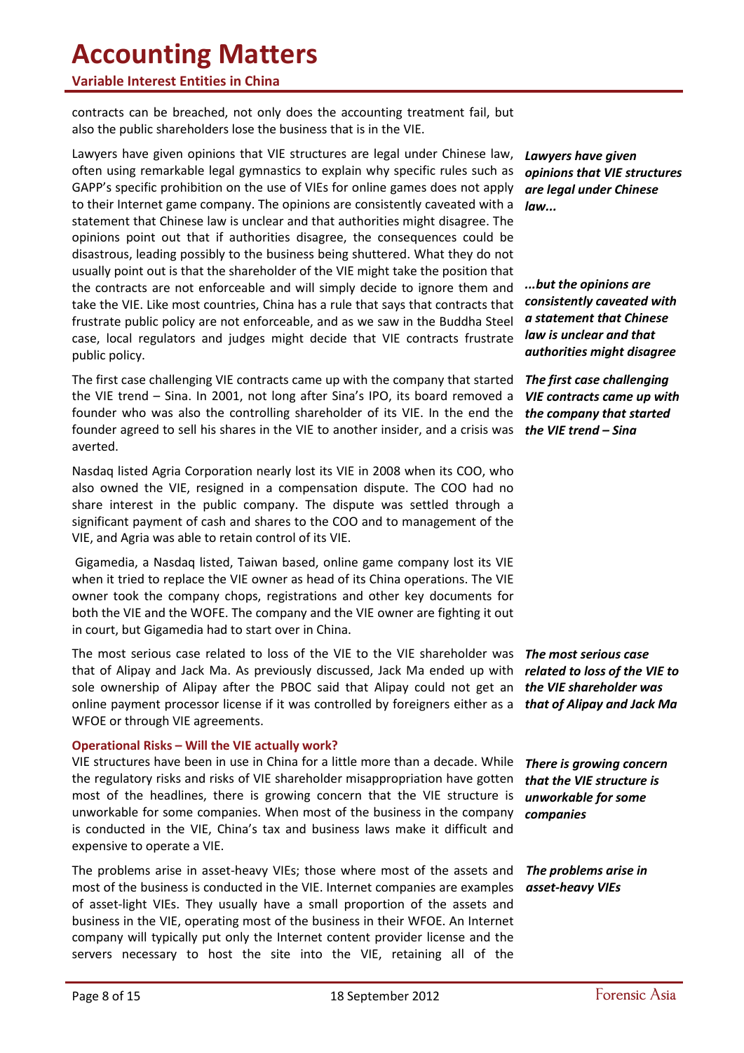contracts can be breached, not only does the accounting treatment fail, but also the public shareholders lose the business that is in the VIE.

Lawyers have given opinions that VIE structures are legal under Chinese law, often using remarkable legal gymnastics to explain why specific rules such as GAPP's specific prohibition on the use of VIEs for online games does not apply to their Internet game company. The opinions are consistently caveated with a statement that Chinese law is unclear and that authorities might disagree. The opinions point out that if authorities disagree, the consequences could be disastrous, leading possibly to the business being shuttered. What they do not usually point out is that the shareholder of the VIE might take the position that the contracts are not enforceable and will simply decide to ignore them and take the VIE. Like most countries, China has a rule that says that contracts that frustrate public policy are not enforceable, and as we saw in the Buddha Steel case, local regulators and judges might decide that VIE contracts frustrate public policy.

***Lawyers have given opinions that VIE structures are legal under Chinese law...***

***...but the opinions are consistently caveated with a statement that Chinese law is unclear and that authorities might disagree***

The first case challenging VIE contracts came up with the company that started the VIE trend – Sina. In 2001, not long after Sina's IPO, its board removed a founder who was also the controlling shareholder of its VIE. In the end the founder agreed to sell his shares in the VIE to another insider, and a crisis was averted.

***The first case challenging VIE contracts came up with the company that started the VIE trend – Sina***

Nasdaq listed Agria Corporation nearly lost its VIE in 2008 when its COO, who also owned the VIE, resigned in a compensation dispute. The COO had no share interest in the public company. The dispute was settled through a significant payment of cash and shares to the COO and to management of the VIE, and Agria was able to retain control of its VIE.

Gigamedia, a Nasdaq listed, Taiwan based, online game company lost its VIE when it tried to replace the VIE owner as head of its China operations. The VIE owner took the company chops, registrations and other key documents for both the VIE and the WOFE. The company and the VIE owner are fighting it out in court, but Gigamedia had to start over in China.

The most serious case related to loss of the VIE to the VIE shareholder was that of Alipay and Jack Ma. As previously discussed, Jack Ma ended up with sole ownership of Alipay after the PBOC said that Alipay could not get an online payment processor license if it was controlled by foreigners either as a WFOE or through VIE agreements.

***The most serious case related to loss of the VIE to the VIE shareholder was that of Alipay and Jack Ma***

### Operational Risks – Will the VIE actually work?

VIE structures have been in use in China for a little more than a decade. While the regulatory risks and risks of VIE shareholder misappropriation have gotten most of the headlines, there is growing concern that the VIE structure is unworkable for some companies. When most of the business in the company is conducted in the VIE, China's tax and business laws make it difficult and expensive to operate a VIE.

***There is growing concern that the VIE structure is unworkable for some companies***

The problems arise in asset-heavy VIEs; those where most of the assets and most of the business is conducted in the VIE. Internet companies are examples of asset-light VIEs. They usually have a small proportion of the assets and business in the VIE, operating most of the business in their WFOE. An Internet company will typically put only the Internet content provider license and the servers necessary to host the site into the VIE, retaining all of the

***The problems arise in asset-heavy VIEs***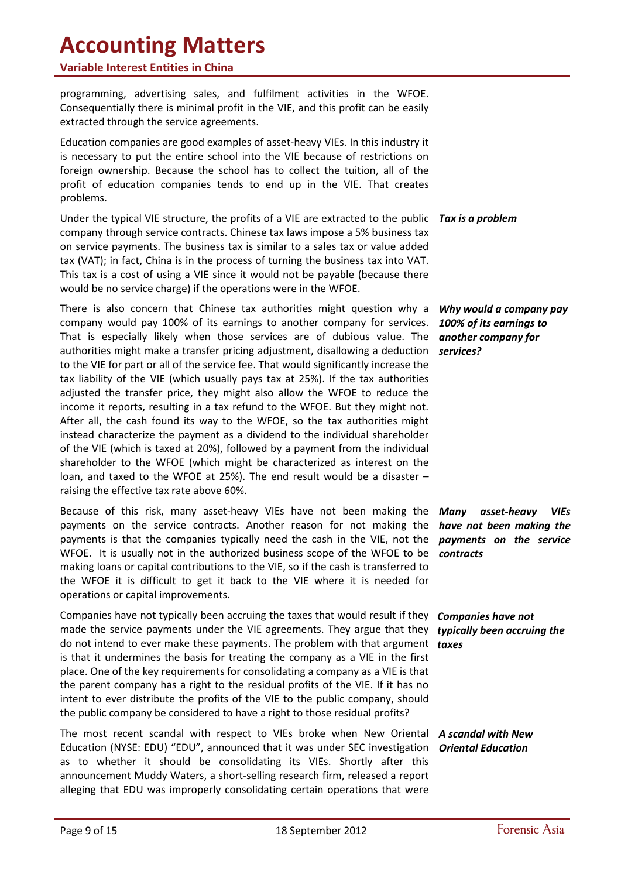programming, advertising sales, and fulfilment activities in the WFOE. Consequentially there is minimal profit in the VIE, and this profit can be easily extracted through the service agreements.

Education companies are good examples of asset-heavy VIEs. In this industry it is necessary to put the entire school into the VIE because of restrictions on foreign ownership. Because the school has to collect the tuition, all of the profit of education companies tends to end up in the VIE. That creates problems.

***Tax is a problem***

Under the typical VIE structure, the profits of a VIE are extracted to the public company through service contracts. Chinese tax laws impose a 5% business tax on service payments. The business tax is similar to a sales tax or value added tax (VAT); in fact, China is in the process of turning the business tax into VAT. This tax is a cost of using a VIE since it would not be payable (because there would be no service charge) if the operations were in the WFOE.

***Why would a company pay 100% of its earnings to another company for services?***

There is also concern that Chinese tax authorities might question why a company would pay 100% of its earnings to another company for services. That is especially likely when those services are of dubious value. The authorities might make a transfer pricing adjustment, disallowing a deduction to the VIE for part or all of the service fee. That would significantly increase the tax liability of the VIE (which usually pays tax at 25%). If the tax authorities adjusted the transfer price, they might also allow the WFOE to reduce the income it reports, resulting in a tax refund to the WFOE. But they might not. After all, the cash found its way to the WFOE, so the tax authorities might instead characterize the payment as a dividend to the individual shareholder of the VIE (which is taxed at 20%), followed by a payment from the individual shareholder to the WFOE (which might be characterized as interest on the loan, and taxed to the WFOE at 25%). The end result would be a disaster – raising the effective tax rate above 60%.

***Many asset-heavy VIEs have not been making the payments on the service contracts***

Because of this risk, many asset-heavy VIEs have not been making the payments on the service contracts. Another reason for not making the payments is that the companies typically need the cash in the VIE, not the WFOE. It is usually not in the authorized business scope of the WFOE to be making loans or capital contributions to the VIE, so if the cash is transferred to the WFOE it is difficult to get it back to the VIE where it is needed for operations or capital improvements.

***Companies have not typically been accruing the taxes***

Companies have not typically been accruing the taxes that would result if they made the service payments under the VIE agreements. They argue that they do not intend to ever make these payments. The problem with that argument is that it undermines the basis for treating the company as a VIE in the first place. One of the key requirements for consolidating a company as a VIE is that the parent company has a right to the residual profits of the VIE. If it has no intent to ever distribute the profits of the VIE to the public company, should the public company be considered to have a right to those residual profits?

***A scandal with New Oriental Education***

The most recent scandal with respect to VIEs broke when New Oriental Education (NYSE: EDU) "EDU", announced that it was under SEC investigation as to whether it should be consolidating its VIEs. Shortly after this announcement Muddy Waters, a short-selling research firm, released a report alleging that EDU was improperly consolidating certain operations that were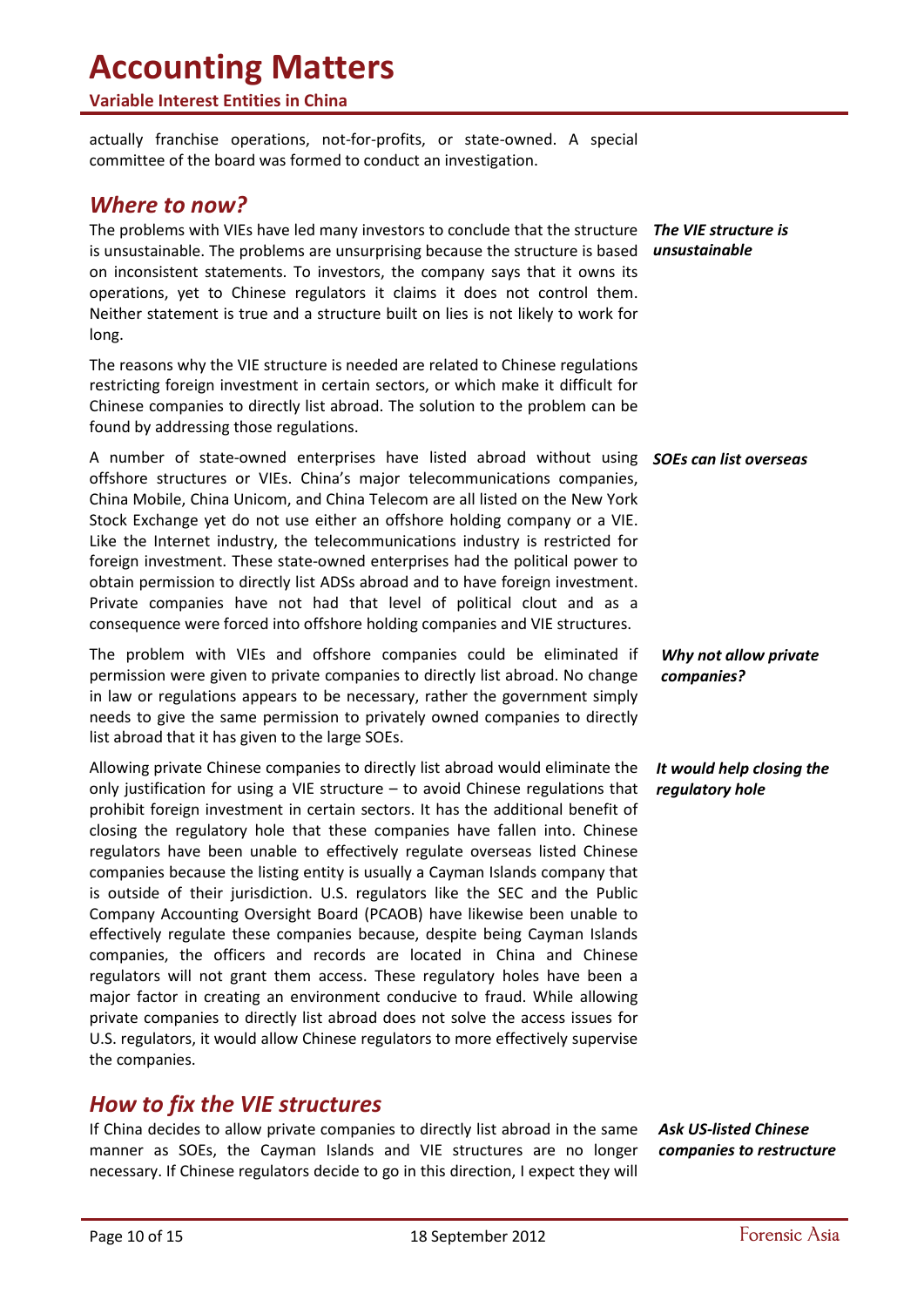actually franchise operations, not-for-profits, or state-owned. A special committee of the board was formed to conduct an investigation.

## *Where to now?*

***The VIE structure is unsustainable***

The problems with VIEs have led many investors to conclude that the structure is unsustainable. The problems are unsurprising because the structure is based on inconsistent statements. To investors, the company says that it owns its operations, yet to Chinese regulators it claims it does not control them. Neither statement is true and a structure built on lies is not likely to work for long.

The reasons why the VIE structure is needed are related to Chinese regulations restricting foreign investment in certain sectors, or which make it difficult for Chinese companies to directly list abroad. The solution to the problem can be found by addressing those regulations.

***SOEs can list overseas***

A number of state-owned enterprises have listed abroad without using offshore structures or VIEs. China's major telecommunications companies, China Mobile, China Unicom, and China Telecom are all listed on the New York Stock Exchange yet do not use either an offshore holding company or a VIE. Like the Internet industry, the telecommunications industry is restricted for foreign investment. These state-owned enterprises had the political power to obtain permission to directly list ADSs abroad and to have foreign investment. Private companies have not had that level of political clout and as a consequence were forced into offshore holding companies and VIE structures.

***Why not allow private companies?***

The problem with VIEs and offshore companies could be eliminated if permission were given to private companies to directly list abroad. No change in law or regulations appears to be necessary, rather the government simply needs to give the same permission to privately owned companies to directly list abroad that it has given to the large SOEs.

***It would help closing the regulatory hole***

Allowing private Chinese companies to directly list abroad would eliminate the only justification for using a VIE structure – to avoid Chinese regulations that prohibit foreign investment in certain sectors. It has the additional benefit of closing the regulatory hole that these companies have fallen into. Chinese regulators have been unable to effectively regulate overseas listed Chinese companies because the listing entity is usually a Cayman Islands company that is outside of their jurisdiction. U.S. regulators like the SEC and the Public Company Accounting Oversight Board (PCAOB) have likewise been unable to effectively regulate these companies because, despite being Cayman Islands companies, the officers and records are located in China and Chinese regulators will not grant them access. These regulatory holes have been a major factor in creating an environment conducive to fraud. While allowing private companies to directly list abroad does not solve the access issues for U.S. regulators, it would allow Chinese regulators to more effectively supervise the companies.

## *How to fix the VIE structures*

***Ask US-listed Chinese companies to restructure***

If China decides to allow private companies to directly list abroad in the same manner as SOEs, the Cayman Islands and VIE structures are no longer necessary. If Chinese regulators decide to go in this direction, I expect they will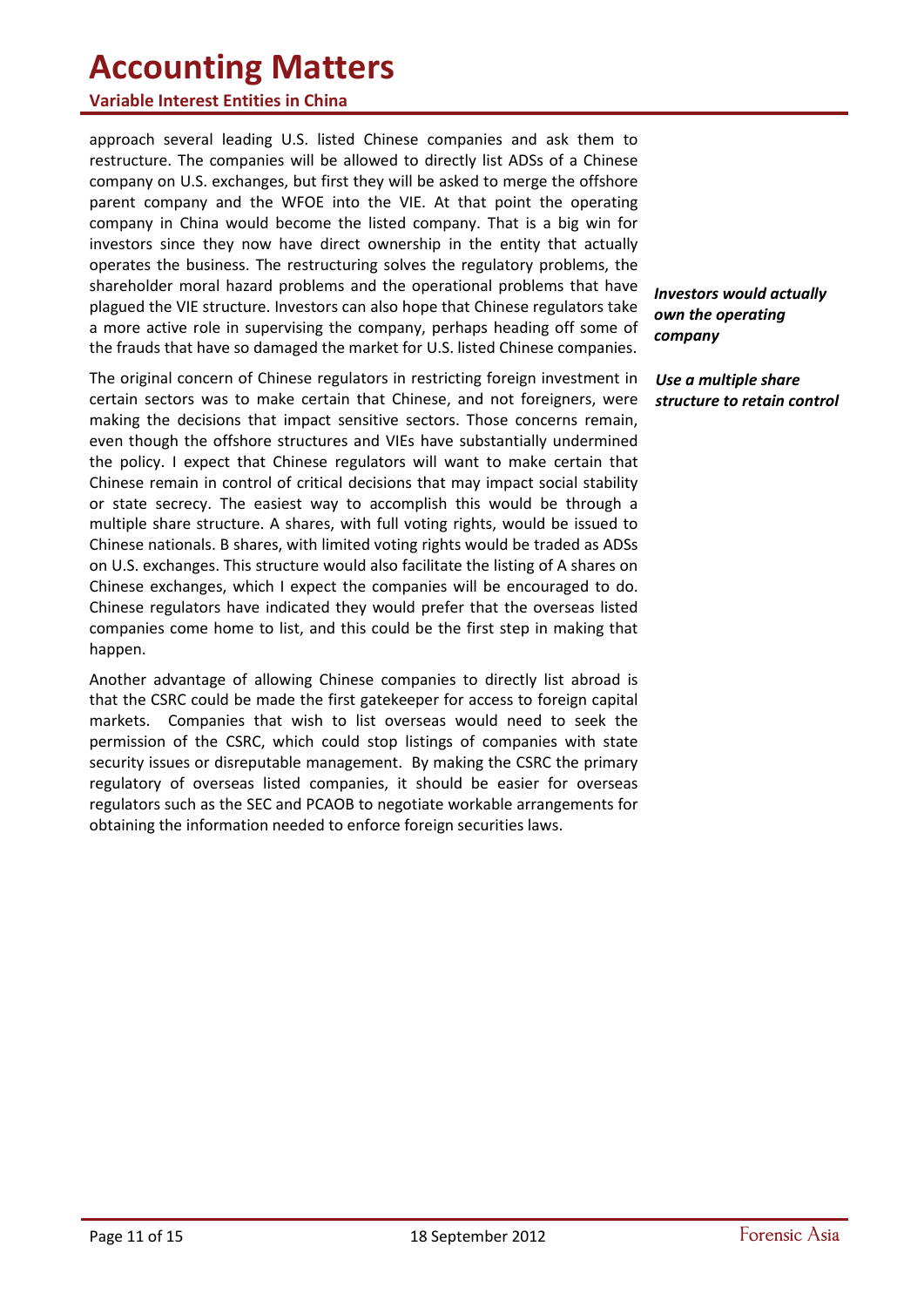approach several leading U.S. listed Chinese companies and ask them to restructure. The companies will be allowed to directly list ADSs of a Chinese company on U.S. exchanges, but first they will be asked to merge the offshore parent company and the WFOE into the VIE. At that point the operating company in China would become the listed company. That is a big win for investors since they now have direct ownership in the entity that actually operates the business. The restructuring solves the regulatory problems, the shareholder moral hazard problems and the operational problems that have plagued the VIE structure. Investors can also hope that Chinese regulators take a more active role in supervising the company, perhaps heading off some of the frauds that have so damaged the market for U.S. listed Chinese companies.

***Investors would actually own the operating company***

***Use a multiple share structure to retain control***

The original concern of Chinese regulators in restricting foreign investment in certain sectors was to make certain that Chinese, and not foreigners, were making the decisions that impact sensitive sectors. Those concerns remain, even though the offshore structures and VIEs have substantially undermined the policy. I expect that Chinese regulators will want to make certain that Chinese remain in control of critical decisions that may impact social stability or state secrecy. The easiest way to accomplish this would be through a multiple share structure. A shares, with full voting rights, would be issued to Chinese nationals. B shares, with limited voting rights would be traded as ADSs on U.S. exchanges. This structure would also facilitate the listing of A shares on Chinese exchanges, which I expect the companies will be encouraged to do. Chinese regulators have indicated they would prefer that the overseas listed companies come home to list, and this could be the first step in making that happen.

Another advantage of allowing Chinese companies to directly list abroad is that the CSRC could be made the first gatekeeper for access to foreign capital markets. Companies that wish to list overseas would need to seek the permission of the CSRC, which could stop listings of companies with state security issues or disreputable management. By making the CSRC the primary regulatory of overseas listed companies, it should be easier for overseas regulators such as the SEC and PCAOB to negotiate workable arrangements for obtaining the information needed to enforce foreign securities laws.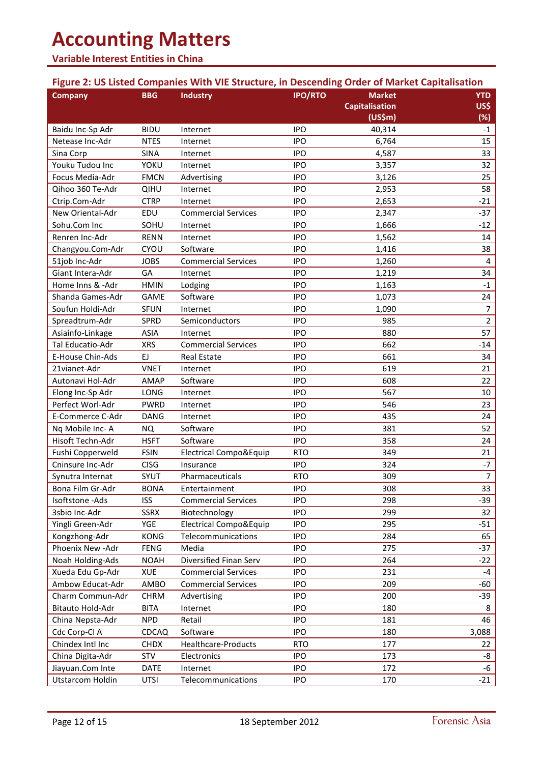# Accounting Matters

## Variable Interest Entities in China

### Figure 2: US Listed Companies With VIE Structure, in Descending Order of Market Capitalisation

| Company | BBG | Industry | IPO/RTO | Market Capitalisation (US$m) | YTD US$ (%) |
|---|---|---|---|---|---|
| Baidu Inc-Sp Adr | BIDU | Internet | IPO | 40,314 | -1 |
| Netease Inc-Adr | NTES | Internet | IPO | 6,764 | 15 |
| Sina Corp | SINA | Internet | IPO | 4,587 | 33 |
| Youku Tudou Inc | YOKU | Internet | IPO | 3,357 | 32 |
| Focus Media-Adr | FMCN | Advertising | IPO | 3,126 | 25 |
| Qihoo 360 Te-Adr | QIHU | Internet | IPO | 2,953 | 58 |
| Ctrip.Com-Adr | CTRP | Internet | IPO | 2,653 | -21 |
| New Oriental-Adr | EDU | Commercial Services | IPO | 2,347 | -37 |
| Sohu.Com Inc | SOHU | Internet | IPO | 1,666 | -12 |
| Renren Inc-Adr | RENN | Internet | IPO | 1,562 | 14 |
| Changyou.Com-Adr | CYOU | Software | IPO | 1,416 | 38 |
| 51job Inc-Adr | JOBS | Commercial Services | IPO | 1,260 | 4 |
| Giant Intera-Adr | GA | Internet | IPO | 1,219 | 34 |
| Home Inns & -Adr | HMIN | Lodging | IPO | 1,163 | -1 |
| Shanda Games-Adr | GAME | Software | IPO | 1,073 | 24 |
| Soufun Holdi-Adr | SFUN | Internet | IPO | 1,090 | 7 |
| Spreadtrum-Adr | SPRD | Semiconductors | IPO | 985 | 2 |
| Asiainfo-Linkage | ASIA | Internet | IPO | 880 | 57 |
| Tal Educatio-Adr | XRS | Commercial Services | IPO | 662 | -14 |
| E-House Chin-Ads | EJ | Real Estate | IPO | 661 | 34 |
| 21vianet-Adr | VNET | Internet | IPO | 619 | 21 |
| Autonavi Hol-Adr | AMAP | Software | IPO | 608 | 22 |
| Elong Inc-Sp Adr | LONG | Internet | IPO | 567 | 10 |
| Perfect Worl-Adr | PWRD | Internet | IPO | 546 | 23 |
| E-Commerce C-Adr | DANG | Internet | IPO | 435 | 24 |
| Nq Mobile Inc- A | NQ | Software | IPO | 381 | 52 |
| Hisoft Techn-Adr | HSFT | Software | IPO | 358 | 24 |
| Fushi Copperweld | FSIN | Electrical Compo&Equip | RTO | 349 | 21 |
| Cninsure Inc-Adr | CISG | Insurance | IPO | 324 | -7 |
| Synutra Internat | SYUT | Pharmaceuticals | RTO | 309 | 7 |
| Bona Film Gr-Adr | BONA | Entertainment | IPO | 308 | 33 |
| Isoftstone -Ads | ISS | Commercial Services | IPO | 298 | -39 |
| 3sbio Inc-Adr | SSRX | Biotechnology | IPO | 299 | 32 |
| Yingli Green-Adr | YGE | Electrical Compo&Equip | IPO | 295 | -51 |
| Kongzhong-Adr | KONG | Telecommunications | IPO | 284 | 65 |
| Phoenix New -Adr | FENG | Media | IPO | 275 | -37 |
| Noah Holding-Ads | NOAH | Diversified Finan Serv | IPO | 264 | -22 |
| Xueda Edu Gp-Adr | XUE | Commercial Services | IPO | 231 | -4 |
| Ambow Educat-Adr | AMBO | Commercial Services | IPO | 209 | -60 |
| Charm Commun-Adr | CHRM | Advertising | IPO | 200 | -39 |
| Bitauto Hold-Adr | BITA | Internet | IPO | 180 | 8 |
| China Nepsta-Adr | NPD | Retail | IPO | 181 | 46 |
| Cdc Corp-Cl A | CDCAQ | Software | IPO | 180 | 3,088 |
| Chindex Intl Inc | CHDX | Healthcare-Products | RTO | 177 | 22 |
| China Digita-Adr | STV | Electronics | IPO | 173 | -8 |
| Jiayuan.Com Inte | DATE | Internet | IPO | 172 | -6 |
| Utstarcom Holdin | UTSI | Telecommunications | IPO | 170 | -21 |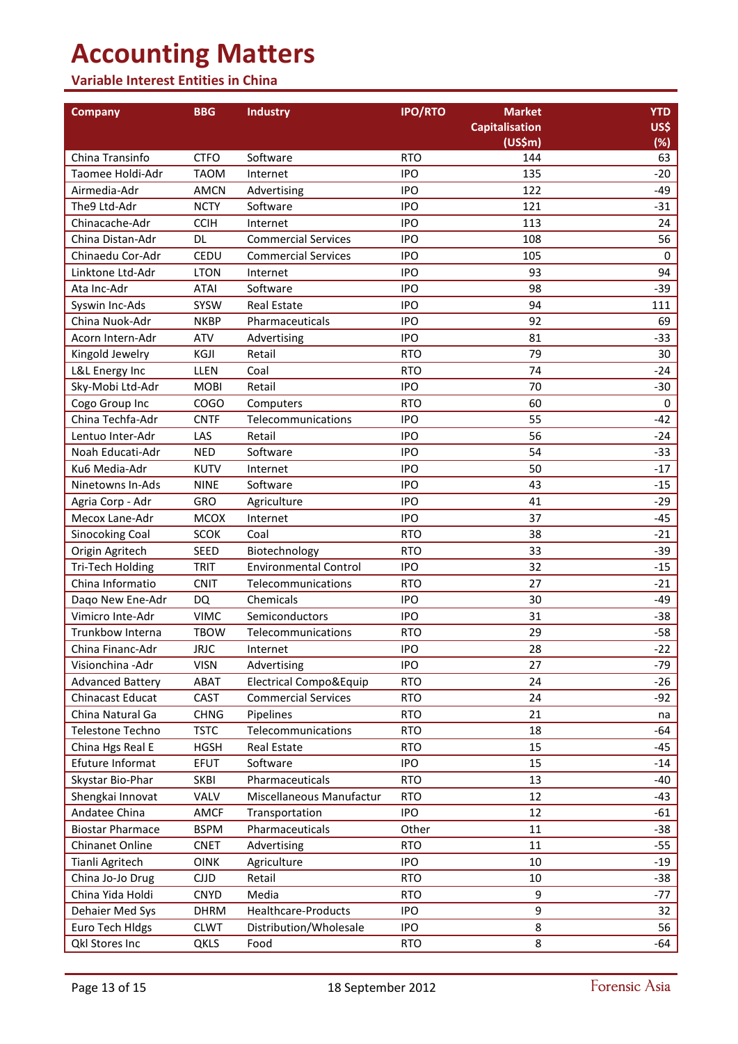# Accounting Matters

## Variable Interest Entities in China

| Company | BBG | Industry | IPO/RTO | Market Capitalisation (US$m) | YTD US$ (%) |
|---|---|---|---|---|---|
| China Transinfo | CTFO | Software | RTO | 144 | 63 |
| Taomee Holdi-Adr | TAOM | Internet | IPO | 135 | -20 |
| Airmedia-Adr | AMCN | Advertising | IPO | 122 | -49 |
| The9 Ltd-Adr | NCTY | Software | IPO | 121 | -31 |
| Chinacache-Adr | CCIH | Internet | IPO | 113 | 24 |
| China Distan-Adr | DL | Commercial Services | IPO | 108 | 56 |
| Chinaedu Cor-Adr | CEDU | Commercial Services | IPO | 105 | 0 |
| Linktone Ltd-Adr | LTON | Internet | IPO | 93 | 94 |
| Ata Inc-Adr | ATAI | Software | IPO | 98 | -39 |
| Syswin Inc-Ads | SYSW | Real Estate | IPO | 94 | 111 |
| China Nuok-Adr | NKBP | Pharmaceuticals | IPO | 92 | 69 |
| Acorn Intern-Adr | ATV | Advertising | IPO | 81 | -33 |
| Kingold Jewelry | KGJI | Retail | RTO | 79 | 30 |
| L&L Energy Inc | LLEN | Coal | RTO | 74 | -24 |
| Sky-Mobi Ltd-Adr | MOBI | Retail | IPO | 70 | -30 |
| Cogo Group Inc | COGO | Computers | RTO | 60 | 0 |
| China Techfa-Adr | CNTF | Telecommunications | IPO | 55 | -42 |
| Lentuo Inter-Adr | LAS | Retail | IPO | 56 | -24 |
| Noah Educati-Adr | NED | Software | IPO | 54 | -33 |
| Ku6 Media-Adr | KUTV | Internet | IPO | 50 | -17 |
| Ninetowns In-Ads | NINE | Software | IPO | 43 | -15 |
| Agria Corp - Adr | GRO | Agriculture | IPO | 41 | -29 |
| Mecox Lane-Adr | MCOX | Internet | IPO | 37 | -45 |
| Sinocoking Coal | SCOK | Coal | RTO | 38 | -21 |
| Origin Agritech | SEED | Biotechnology | RTO | 33 | -39 |
| Tri-Tech Holding | TRIT | Environmental Control | IPO | 32 | -15 |
| China Informatio | CNIT | Telecommunications | RTO | 27 | -21 |
| Daqo New Ene-Adr | DQ | Chemicals | IPO | 30 | -49 |
| Vimicro Inte-Adr | VIMC | Semiconductors | IPO | 31 | -38 |
| Trunkbow Interna | TBOW | Telecommunications | RTO | 29 | -58 |
| China Financ-Adr | JRJC | Internet | IPO | 28 | -22 |
| Visionchina -Adr | VISN | Advertising | IPO | 27 | -79 |
| Advanced Battery | ABAT | Electrical Compo&Equip | RTO | 24 | -26 |
| Chinacast Educat | CAST | Commercial Services | RTO | 24 | -92 |
| China Natural Ga | CHNG | Pipelines | RTO | 21 | na |
| Telestone Techno | TSTC | Telecommunications | RTO | 18 | -64 |
| China Hgs Real E | HGSH | Real Estate | RTO | 15 | -45 |
| Efuture Informat | EFUT | Software | IPO | 15 | -14 |
| Skystar Bio-Phar | SKBI | Pharmaceuticals | RTO | 13 | -40 |
| Shengkai Innovat | VALV | Miscellaneous Manufactur | RTO | 12 | -43 |
| Andatee China | AMCF | Transportation | IPO | 12 | -61 |
| Biostar Pharmace | BSPM | Pharmaceuticals | Other | 11 | -38 |
| Chinanet Online | CNET | Advertising | RTO | 11 | -55 |
| Tianli Agritech | OINK | Agriculture | IPO | 10 | -19 |
| China Jo-Jo Drug | CJJD | Retail | RTO | 10 | -38 |
| China Yida Holdi | CNYD | Media | RTO | 9 | -77 |
| Dehaier Med Sys | DHRM | Healthcare-Products | IPO | 9 | 32 |
| Euro Tech Hldgs | CLWT | Distribution/Wholesale | IPO | 8 | 56 |
| Qkl Stores Inc | QKLS | Food | RTO | 8 | -64 |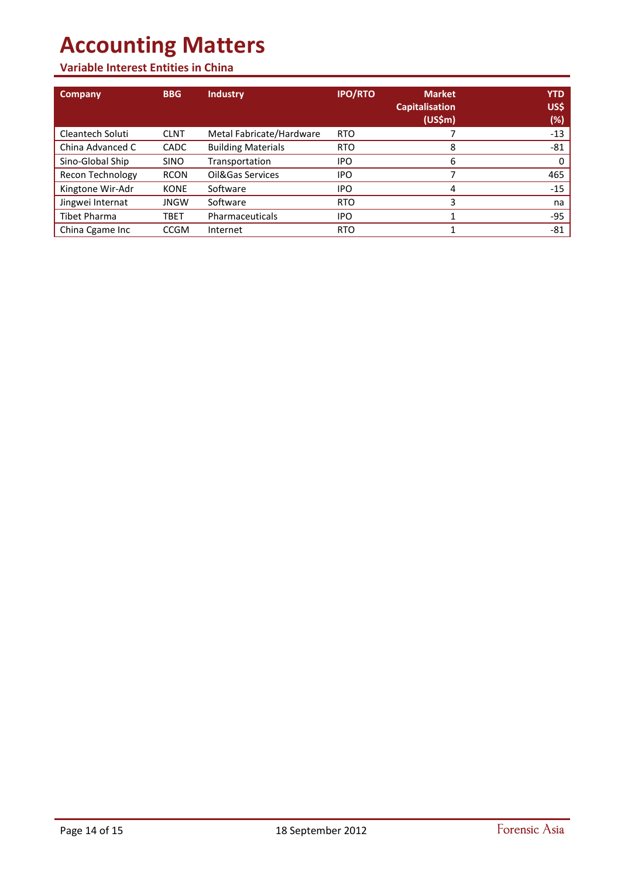# Accounting Matters

## Variable Interest Entities in China

| Company | BBG | Industry | IPO/RTO | Market Capitalisation (US$m) | YTD US$ (%) |
|---|---|---|---|---|---|
| Cleantech Soluti | CLNT | Metal Fabricate/Hardware | RTO | 7 | -13 |
| China Advanced C | CADC | Building Materials | RTO | 8 | -81 |
| Sino-Global Ship | SINO | Transportation | IPO | 6 | 0 |
| Recon Technology | RCON | Oil&Gas Services | IPO | 7 | 465 |
| Kingtone Wir-Adr | KONE | Software | IPO | 4 | -15 |
| Jingwei Internat | JNGW | Software | RTO | 3 | na |
| Tibet Pharma | TBET | Pharmaceuticals | IPO | 1 | -95 |
| China Cgame Inc | CCGM | Internet | RTO | 1 | -81 |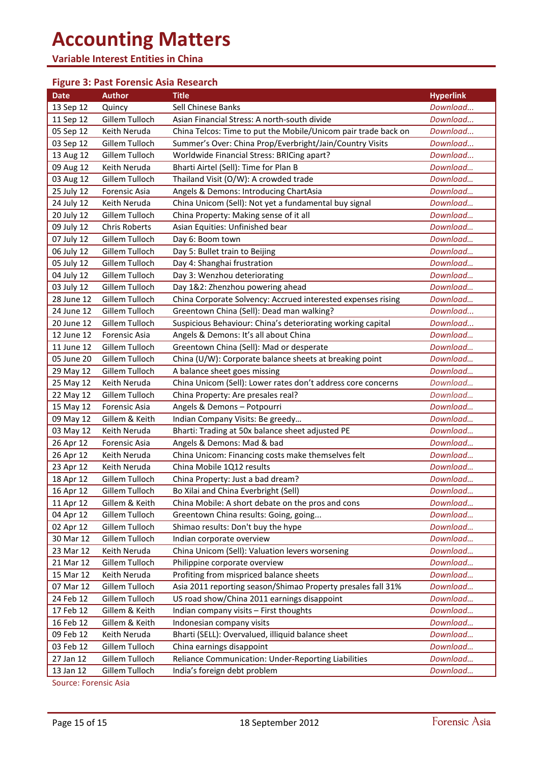# Accounting Matters

## Variable Interest Entities in China

### Figure 3: Past Forensic Asia Research

| Date | Author | Title | Hyperlink |
|---|---|---|---|
| 13 Sep 12 | Quincy | Sell Chinese Banks | *Download…* |
| 11 Sep 12 | Gillem Tulloch | Asian Financial Stress: A north-south divide | *Download…* |
| 05 Sep 12 | Keith Neruda | China Telcos: Time to put the Mobile/Unicom pair trade back on | *Download…* |
| 03 Sep 12 | Gillem Tulloch | Summer's Over: China Prop/Everbright/Jain/Country Visits | *Download…* |
| 13 Aug 12 | Gillem Tulloch | Worldwide Financial Stress: BRICing apart? | *Download…* |
| 09 Aug 12 | Keith Neruda | Bharti Airtel (Sell): Time for Plan B | *Download…* |
| 03 Aug 12 | Gillem Tulloch | Thailand Visit (O/W): A crowded trade | *Download…* |
| 25 July 12 | Forensic Asia | Angels & Demons: Introducing ChartAsia | *Download…* |
| 24 July 12 | Keith Neruda | China Unicom (Sell): Not yet a fundamental buy signal | *Download…* |
| 20 July 12 | Gillem Tulloch | China Property: Making sense of it all | *Download…* |
| 09 July 12 | Chris Roberts | Asian Equities: Unfinished bear | *Download…* |
| 07 July 12 | Gillem Tulloch | Day 6: Boom town | *Download…* |
| 06 July 12 | Gillem Tulloch | Day 5: Bullet train to Beijing | *Download…* |
| 05 July 12 | Gillem Tulloch | Day 4: Shanghai frustration | *Download…* |
| 04 July 12 | Gillem Tulloch | Day 3: Wenzhou deteriorating | *Download…* |
| 03 July 12 | Gillem Tulloch | Day 1&2: Zhenzhou powering ahead | *Download…* |
| 28 June 12 | Gillem Tulloch | China Corporate Solvency: Accrued interested expenses rising | *Download…* |
| 24 June 12 | Gillem Tulloch | Greentown China (Sell): Dead man walking? | *Download…* |
| 20 June 12 | Gillem Tulloch | Suspicious Behaviour: China's deteriorating working capital | *Download…* |
| 12 June 12 | Forensic Asia | Angels & Demons: It's all about China | *Download…* |
| 11 June 12 | Gillem Tulloch | Greentown China (Sell): Mad or desperate | *Download…* |
| 05 June 20 | Gillem Tulloch | China (U/W): Corporate balance sheets at breaking point | *Download…* |
| 29 May 12 | Gillem Tulloch | A balance sheet goes missing | *Download…* |
| 25 May 12 | Keith Neruda | China Unicom (Sell): Lower rates don't address core concerns | *Download…* |
| 22 May 12 | Gillem Tulloch | China Property: Are presales real? | *Download…* |
| 15 May 12 | Forensic Asia | Angels & Demons – Potpourri | *Download…* |
| 09 May 12 | Gillem & Keith | Indian Company Visits: Be greedy… | *Download…* |
| 03 May 12 | Keith Neruda | Bharti: Trading at 50x balance sheet adjusted PE | *Download…* |
| 26 Apr 12 | Forensic Asia | Angels & Demons: Mad & bad | *Download…* |
| 26 Apr 12 | Keith Neruda | China Unicom: Financing costs make themselves felt | *Download…* |
| 23 Apr 12 | Keith Neruda | China Mobile 1Q12 results | *Download…* |
| 18 Apr 12 | Gillem Tulloch | China Property: Just a bad dream? | *Download…* |
| 16 Apr 12 | Gillem Tulloch | Bo Xilai and China Everbright (Sell) | *Download…* |
| 11 Apr 12 | Gillem & Keith | China Mobile: A short debate on the pros and cons | *Download…* |
| 04 Apr 12 | Gillem Tulloch | Greentown China results: Going, going... | *Download…* |
| 02 Apr 12 | Gillem Tulloch | Shimao results: Don't buy the hype | *Download…* |
| 30 Mar 12 | Gillem Tulloch | Indian corporate overview | *Download…* |
| 23 Mar 12 | Keith Neruda | China Unicom (Sell): Valuation levers worsening | *Download…* |
| 21 Mar 12 | Gillem Tulloch | Philippine corporate overview | *Download…* |
| 15 Mar 12 | Keith Neruda | Profiting from mispriced balance sheets | *Download…* |
| 07 Mar 12 | Gillem Tulloch | Asia 2011 reporting season/Shimao Property presales fall 31% | *Download…* |
| 24 Feb 12 | Gillem Tulloch | US road show/China 2011 earnings disappoint | *Download…* |
| 17 Feb 12 | Gillem & Keith | Indian company visits – First thoughts | *Download…* |
| 16 Feb 12 | Gillem & Keith | Indonesian company visits | *Download…* |
| 09 Feb 12 | Keith Neruda | Bharti (SELL): Overvalued, illiquid balance sheet | *Download…* |
| 03 Feb 12 | Gillem Tulloch | China earnings disappoint | *Download…* |
| 27 Jan 12 | Gillem Tulloch | Reliance Communication: Under-Reporting Liabilities | *Download…* |
| 13 Jan 12 | Gillem Tulloch | India's foreign debt problem | *Download…* |

Source: Forensic Asia